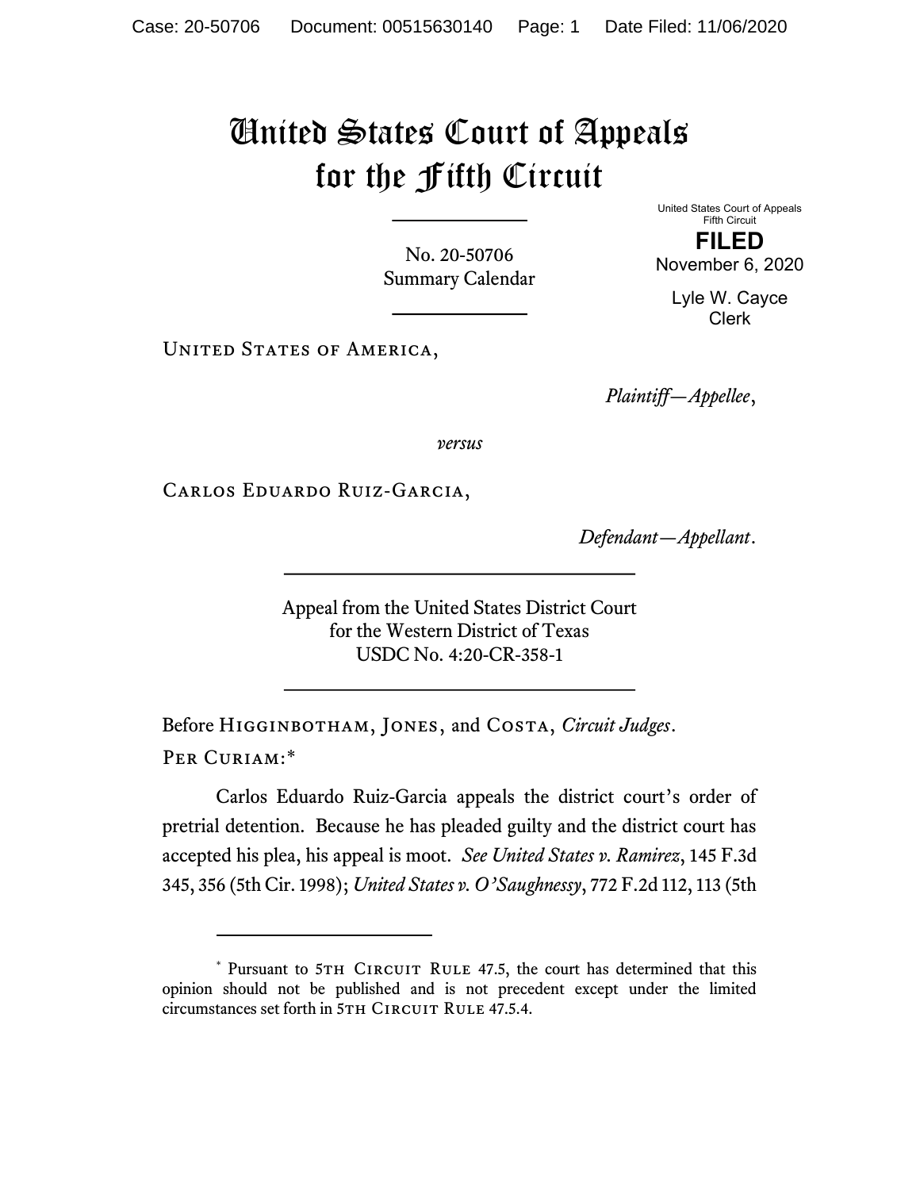# United States Court of Appeals for the Fifth Circuit

United States Court of Appeals
Fifth Circuit

**FILED**

November 6, 2020

Lyle W. Cayce
Clerk

No. 20-50706
Summary Calendar

United States of America,

*Plaintiff—Appellee*,

*versus*

Carlos Eduardo Ruiz-Garcia,

*Defendant—Appellant*.

Appeal from the United States District Court
for the Western District of Texas
USDC No. 4:20-CR-358-1

Before Higginbotham, Jones, and Costa, *Circuit Judges*.

Per Curiam:*

Carlos Eduardo Ruiz-Garcia appeals the district court's order of pretrial detention. Because he has pleaded guilty and the district court has accepted his plea, his appeal is moot. *See United States v. Ramirez*, 145 F.3d 345, 356 (5th Cir. 1998); *United States v. O'Saughnessy*, 772 F.2d 112, 113 (5th

---

* Pursuant to 5th Circuit Rule 47.5, the court has determined that this opinion should not be published and is not precedent except under the limited circumstances set forth in 5th Circuit Rule 47.5.4.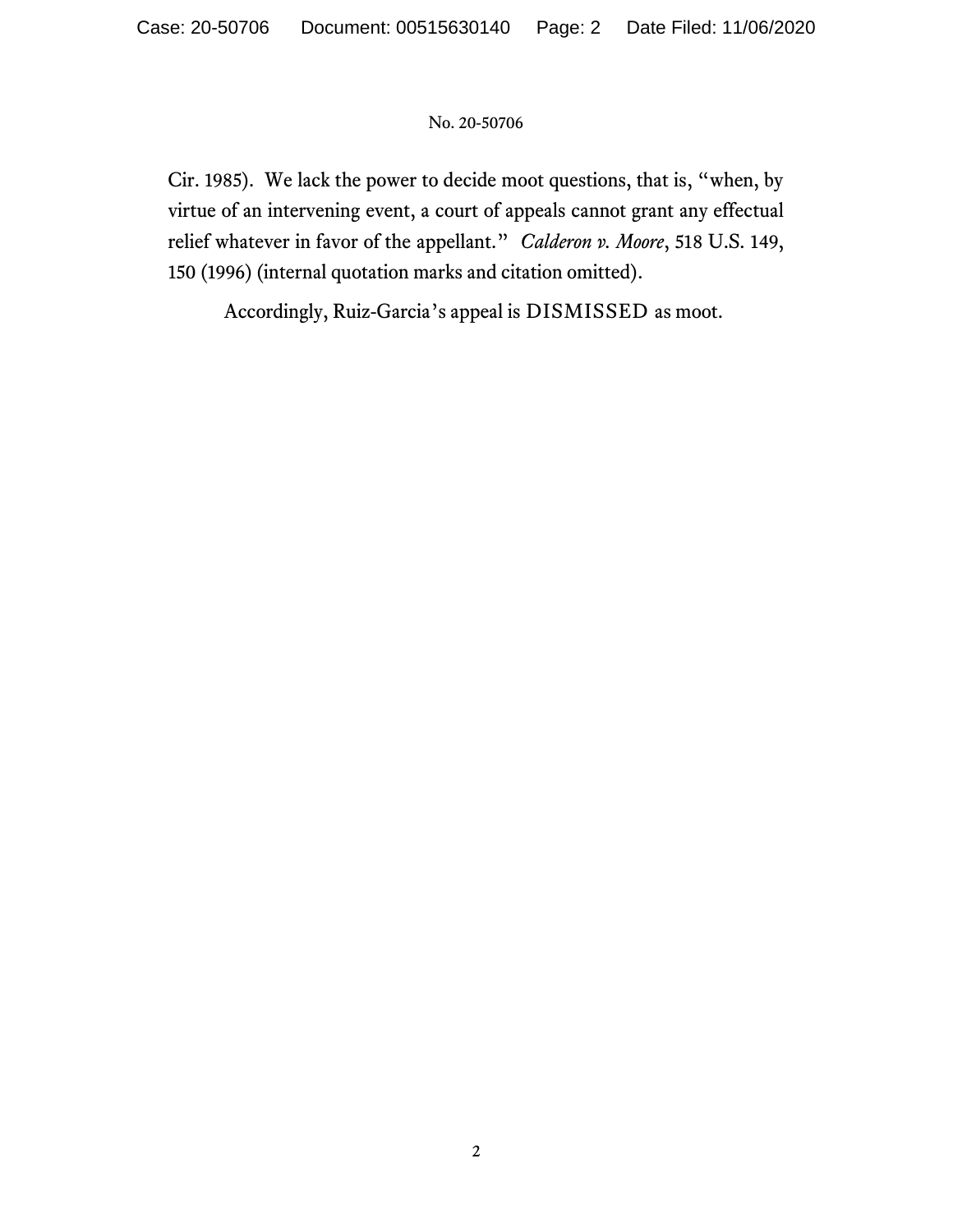Cir. 1985). We lack the power to decide moot questions, that is, "when, by virtue of an intervening event, a court of appeals cannot grant any effectual relief whatever in favor of the appellant." *Calderon v. Moore*, 518 U.S. 149, 150 (1996) (internal quotation marks and citation omitted).

Accordingly, Ruiz-Garcia's appeal is DISMISSED as moot.